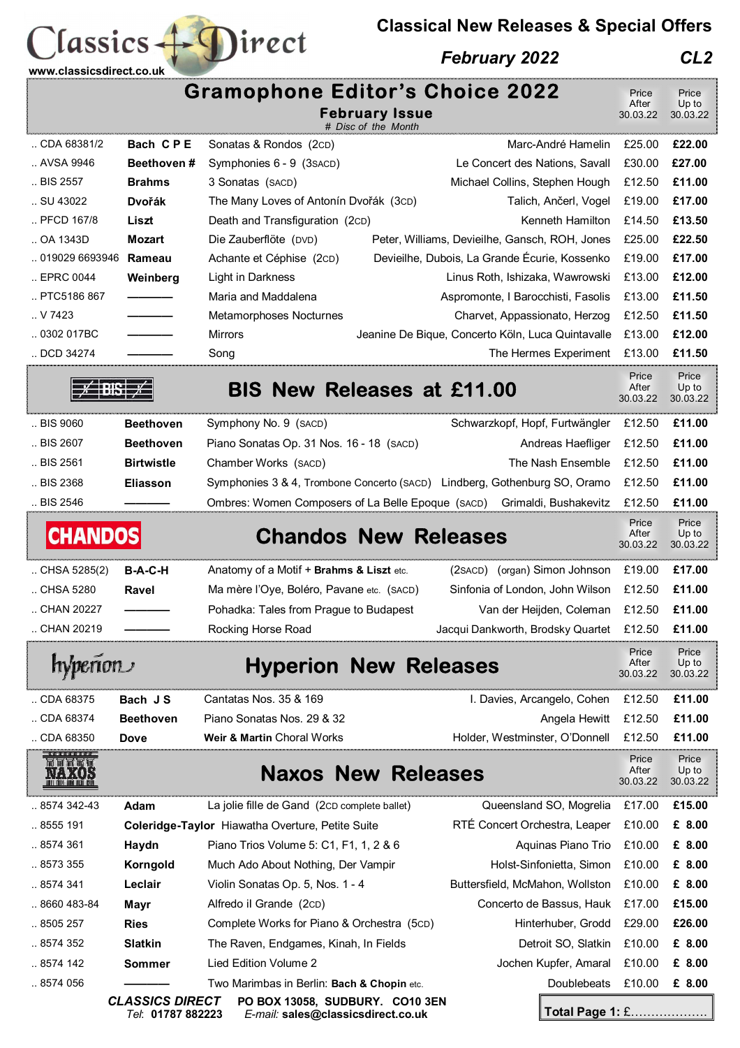# Classics Direct

www.classicsdirect.co.uk

## Classical New Releases & Special Offers

*February 2022* **CL2**

## Gramophone Editor's Choice 2022

**February Issue**

*# Disc of the Month*

| Cat. No. | Composer | Title | Performers | Price After 30.03.22 | Price Up to 30.03.22 |
|---|---|---|---|---|---|
| .. CDA 68381/2 | **Bach C P E** | Sonatas & Rondos (2CD) | Marc-André Hamelin | £25.00 | **£22.00** |
| .. AVSA 9946 | **Beethoven #** | Symphonies 6 - 9 (3SACD) | Le Concert des Nations, Savall | £30.00 | **£27.00** |
| .. BIS 2557 | **Brahms** | 3 Sonatas (SACD) | Michael Collins, Stephen Hough | £12.50 | **£11.00** |
| .. SU 43022 | **Dvořák** | The Many Loves of Antonín Dvořák (3CD) | Talich, Ančerl, Vogel | £19.00 | **£17.00** |
| .. PFCD 167/8 | **Liszt** | Death and Transfiguration (2CD) | Kenneth Hamilton | £14.50 | **£13.50** |
| .. OA 1343D | **Mozart** | Die Zauberflöte (DVD) | Peter, Williams, Devieilhe, Gansch, ROH, Jones | £25.00 | **£22.50** |
| .. 019029 6693946 | **Rameau** | Achante et Céphise (2CD) | Devieilhe, Dubois, La Grande Écurie, Kossenko | £19.00 | **£17.00** |
| .. EPRC 0044 | **Weinberg** | Light in Darkness | Linus Roth, Ishizaka, Wawrowski | £13.00 | **£12.00** |
| .. PTC5186 867 | ———— | Maria and Maddalena | Aspromonte, I Barocchisti, Fasolis | £13.00 | **£11.50** |
| .. V 7423 | ———— | Metamorphoses Nocturnes | Charvet, Appassionato, Herzog | £12.50 | **£11.50** |
| .. 0302 017BC | ———— | Mirrors | Jeanine De Bique, Concerto Köln, Luca Quintavalle | £13.00 | **£12.00** |
| .. DCD 34274 | ———— | Song | The Hermes Experiment | £13.00 | **£11.50** |

## BIS New Releases at £11.00

| Cat. No. | Composer | Title | Performers | Price After 30.03.22 | Price Up to 30.03.22 |
|---|---|---|---|---|---|
| .. BIS 9060 | **Beethoven** | Symphony No. 9 (SACD) | Schwarzkopf, Hopf, Furtwängler | £12.50 | **£11.00** |
| .. BIS 2607 | **Beethoven** | Piano Sonatas Op. 31 Nos. 16 - 18 (SACD) | Andreas Haefliger | £12.50 | **£11.00** |
| .. BIS 2561 | **Birtwistle** | Chamber Works (SACD) | The Nash Ensemble | £12.50 | **£11.00** |
| .. BIS 2368 | **Eliasson** | Symphonies 3 & 4, Trombone Concerto (SACD) | Lindberg, Gothenburg SO, Oramo | £12.50 | **£11.00** |
| .. BIS 2546 | ———— | Ombres: Women Composers of La Belle Epoque (SACD) | Grimaldi, Bushakevitz | £12.50 | **£11.00** |

## CHANDOS — Chandos New Releases

| Cat. No. | Composer | Title | Performers | Price After 30.03.22 | Price Up to 30.03.22 |
|---|---|---|---|---|---|
| .. CHSA 5285(2) | **B-A-C-H** | Anatomy of a Motif + **Brahms & Liszt** etc. | (2SACD) (organ) Simon Johnson | £19.00 | **£17.00** |
| .. CHSA 5280 | **Ravel** | Ma mère l'Oye, Boléro, Pavane etc. (SACD) | Sinfonia of London, John Wilson | £12.50 | **£11.00** |
| .. CHAN 20227 | ———— | Pohadka: Tales from Prague to Budapest | Van der Heijden, Coleman | £12.50 | **£11.00** |
| .. CHAN 20219 | ———— | Rocking Horse Road | Jacqui Dankworth, Brodsky Quartet | £12.50 | **£11.00** |

## hyperion — Hyperion New Releases

| Cat. No. | Composer | Title | Performers | Price After 30.03.22 | Price Up to 30.03.22 |
|---|---|---|---|---|---|
| .. CDA 68375 | **Bach J S** | Cantatas Nos. 35 & 169 | I. Davies, Arcangelo, Cohen | £12.50 | **£11.00** |
| .. CDA 68374 | **Beethoven** | Piano Sonatas Nos. 29 & 32 | Angela Hewitt | £12.50 | **£11.00** |
| .. CDA 68350 | **Dove** | **Weir & Martin** Choral Works | Holder, Westminster, O'Donnell | £12.50 | **£11.00** |

## NAXOS — Naxos New Releases

| Cat. No. | Composer | Title | Performers | Price After 30.03.22 | Price Up to 30.03.22 |
|---|---|---|---|---|---|
| .. 8574 342-43 | **Adam** | La jolie fille de Gand (2CD complete ballet) | Queensland SO, Mogrelia | £17.00 | **£15.00** |
| .. 8555 191 | **Coleridge-Taylor** | Hiawatha Overture, Petite Suite | RTÉ Concert Orchestra, Leaper | £10.00 | **£ 8.00** |
| .. 8574 361 | **Haydn** | Piano Trios Volume 5: C1, F1, 1, 2 & 6 | Aquinas Piano Trio | £10.00 | **£ 8.00** |
| .. 8573 355 | **Korngold** | Much Ado About Nothing, Der Vampir | Holst-Sinfonietta, Simon | £10.00 | **£ 8.00** |
| .. 8574 341 | **Leclair** | Violin Sonatas Op. 5, Nos. 1 - 4 | Buttersfield, McMahon, Wollston | £10.00 | **£ 8.00** |
| .. 8660 483-84 | **Mayr** | Alfredo il Grande (2CD) | Concerto de Bassus, Hauk | £17.00 | **£15.00** |
| .. 8505 257 | **Ries** | Complete Works for Piano & Orchestra (5CD) | Hinterhuber, Grodd | £29.00 | **£26.00** |
| .. 8574 352 | **Slatkin** | The Raven, Endgames, Kinah, In Fields | Detroit SO, Slatkin | £10.00 | **£ 8.00** |
| .. 8574 142 | **Sommer** | Lied Edition Volume 2 | Jochen Kupfer, Amaral | £10.00 | **£ 8.00** |
| .. 8574 056 | ———— | Two Marimbas in Berlin: **Bach & Chopin** etc. | Doublebeats | £10.00 | **£ 8.00** |

***CLASSICS DIRECT*** **PO BOX 13058, SUDBURY. CO10 3EN**

*Tel:* **01787 882223** *E-mail:* **sales@classicsdirect.co.uk**

**Total Page 1: £..................**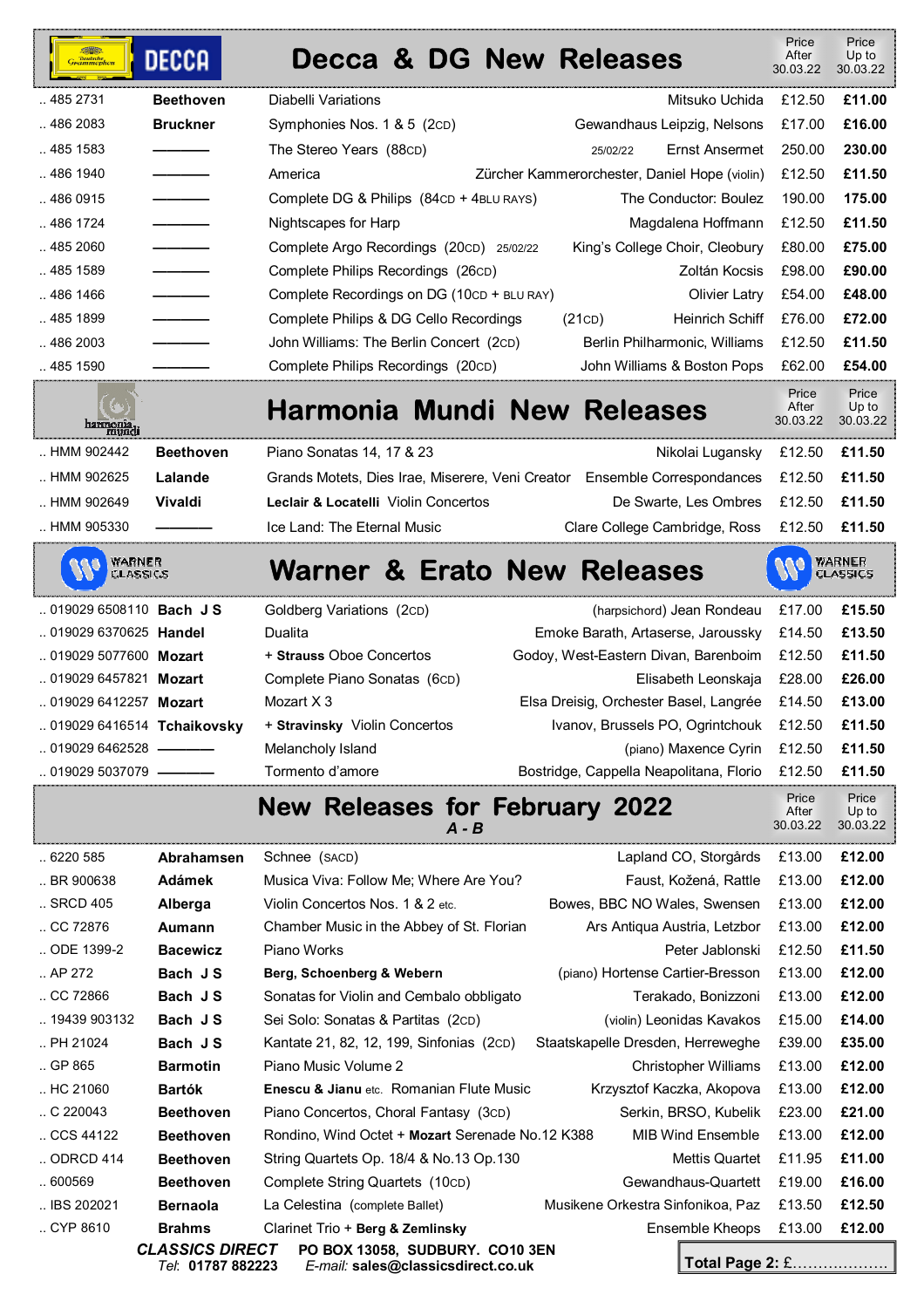## Decca & DG New Releases

| Cat. No. | Composer | Title | Artist | Price After 30.03.22 | Price Up to 30.03.22 |
|---|---|---|---|---|---|
| .. 485 2731 | **Beethoven** | Diabelli Variations | Mitsuko Uchida | £12.50 | **£11.00** |
| .. 486 2083 | **Bruckner** | Symphonies Nos. 1 & 5 (2CD) | Gewandhaus Leipzig, Nelsons | £17.00 | **£16.00** |
| .. 485 1583 | ———— | The Stereo Years (88CD) 25/02/22 | Ernst Ansermet | 250.00 | **230.00** |
| .. 486 1940 | ———— | America | Zürcher Kammerorchester, Daniel Hope (violin) | £12.50 | **£11.50** |
| .. 486 0915 | ———— | Complete DG & Philips (84CD + 4BLU RAYS) | The Conductor: Boulez | 190.00 | **175.00** |
| .. 486 1724 | ———— | Nightscapes for Harp | Magdalena Hoffmann | £12.50 | **£11.50** |
| .. 485 2060 | ———— | Complete Argo Recordings (20CD) 25/02/22 | King's College Choir, Cleobury | £80.00 | **£75.00** |
| .. 485 1589 | ———— | Complete Philips Recordings (26CD) | Zoltán Kocsis | £98.00 | **£90.00** |
| .. 486 1466 | ———— | Complete Recordings on DG (10CD + BLU RAY) | Olivier Latry | £54.00 | **£48.00** |
| .. 485 1899 | ———— | Complete Philips & DG Cello Recordings (21CD) | Heinrich Schiff | £76.00 | **£72.00** |
| .. 486 2003 | ———— | John Williams: The Berlin Concert (2CD) | Berlin Philharmonic, Williams | £12.50 | **£11.50** |
| .. 485 1590 | ———— | Complete Philips Recordings (20CD) | John Williams & Boston Pops | £62.00 | **£54.00** |

## Harmonia Mundi New Releases

| Cat. No. | Composer | Title | Artist | Price After 30.03.22 | Price Up to 30.03.22 |
|---|---|---|---|---|---|
| .. HMM 902442 | **Beethoven** | Piano Sonatas 14, 17 & 23 | Nikolai Lugansky | £12.50 | **£11.50** |
| .. HMM 902625 | **Lalande** | Grands Motets, Dies Irae, Miserere, Veni Creator | Ensemble Correspondances | £12.50 | **£11.50** |
| .. HMM 902649 | **Vivaldi** | **Leclair & Locatelli** Violin Concertos | De Swarte, Les Ombres | £12.50 | **£11.50** |
| .. HMM 905330 | ———— | Ice Land: The Eternal Music | Clare College Cambridge, Ross | £12.50 | **£11.50** |

## Warner & Erato New Releases

| Cat. No. | Composer | Title | Artist | Price After 30.03.22 | Price Up to 30.03.22 |
|---|---|---|---|---|---|
| .. 019029 6508110 | **Bach J S** | Goldberg Variations (2CD) | (harpsichord) Jean Rondeau | £17.00 | **£15.50** |
| .. 019029 6370625 | **Handel** | Dualita | Emoke Barath, Artaserse, Jaroussky | £14.50 | **£13.50** |
| .. 019029 5077600 | **Mozart** | + **Strauss** Oboe Concertos | Godoy, West-Eastern Divan, Barenboim | £12.50 | **£11.50** |
| .. 019029 6457821 | **Mozart** | Complete Piano Sonatas (6CD) | Elisabeth Leonskaja | £28.00 | **£26.00** |
| .. 019029 6412257 | **Mozart** | Mozart X 3 | Elsa Dreisig, Orchester Basel, Langrée | £14.50 | **£13.00** |
| .. 019029 6416514 | **Tchaikovsky** | + **Stravinsky** Violin Concertos | Ivanov, Brussels PO, Ogrintchouk | £12.50 | **£11.50** |
| .. 019029 6462528 | ———— | Melancholy Island | (piano) Maxence Cyrin | £12.50 | **£11.50** |
| .. 019029 5037079 | ———— | Tormento d'amore | Bostridge, Cappella Neapolitana, Florio | £12.50 | **£11.50** |

## New Releases for February 2022

***A - B***

| Cat. No. | Composer | Title | Artist | Price After 30.03.22 | Price Up to 30.03.22 |
|---|---|---|---|---|---|
| .. 6220 585 | **Abrahamsen** | Schnee (SACD) | Lapland CO, Storgårds | £13.00 | **£12.00** |
| .. BR 900638 | **Adámek** | Musica Viva: Follow Me; Where Are You? | Faust, Kožená, Rattle | £13.00 | **£12.00** |
| .. SRCD 405 | **Alberga** | Violin Concertos Nos. 1 & 2 etc. | Bowes, BBC NO Wales, Swensen | £13.00 | **£12.00** |
| .. CC 72876 | **Aumann** | Chamber Music in the Abbey of St. Florian | Ars Antiqua Austria, Letzbor | £13.00 | **£12.00** |
| .. ODE 1399-2 | **Bacewicz** | Piano Works | Peter Jablonski | £12.50 | **£11.50** |
| .. AP 272 | **Bach J S** | **Berg, Schoenberg & Webern** | (piano) Hortense Cartier-Bresson | £13.00 | **£12.00** |
| .. CC 72866 | **Bach J S** | Sonatas for Violin and Cembalo obbligato | Terakado, Bonizzoni | £13.00 | **£12.00** |
| .. 19439 903132 | **Bach J S** | Sei Solo: Sonatas & Partitas (2CD) | (violin) Leonidas Kavakos | £15.00 | **£14.00** |
| .. PH 21024 | **Bach J S** | Kantate 21, 82, 12, 199, Sinfonias (2CD) | Staatskapelle Dresden, Herreweghe | £39.00 | **£35.00** |
| .. GP 865 | **Barmotin** | Piano Music Volume 2 | Christopher Williams | £13.00 | **£12.00** |
| .. HC 21060 | **Bartók** | **Enescu & Jianu** etc. Romanian Flute Music | Krzysztof Kaczka, Akopova | £13.00 | **£12.00** |
| .. C 220043 | **Beethoven** | Piano Concertos, Choral Fantasy (3CD) | Serkin, BRSO, Kubelik | £23.00 | **£21.00** |
| .. CCS 44122 | **Beethoven** | Rondino, Wind Octet + **Mozart** Serenade No.12 K388 | MIB Wind Ensemble | £13.00 | **£12.00** |
| .. ODRCD 414 | **Beethoven** | String Quartets Op. 18/4 & No.13 Op.130 | Mettis Quartet | £11.95 | **£11.00** |
| .. 600569 | **Beethoven** | Complete String Quartets (10CD) | Gewandhaus-Quartett | £19.00 | **£16.00** |
| .. IBS 202021 | **Bernaola** | La Celestina (complete Ballet) | Musikene Orkestra Sinfonikoa, Paz | £13.50 | **£12.50** |
| .. CYP 8610 | **Brahms** | Clarinet Trio + **Berg & Zemlinsky** | Ensemble Kheops | £13.00 | **£12.00** |

***CLASSICS DIRECT*** PO BOX 13058, SUDBURY. CO10 3EN
*Tel*: 01787 882223 *E-mail*: sales@classicsdirect.co.uk

**Total Page 2: £..................**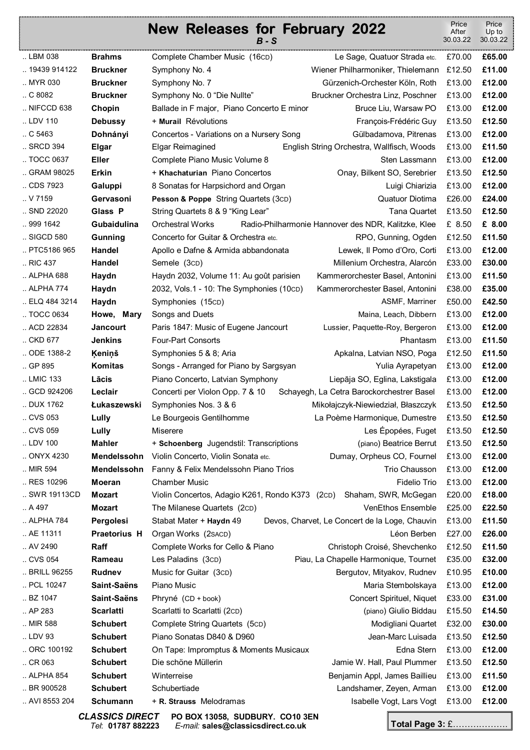# New Releases for February 2022

***B - S***

| Catalogue No. | Composer | Title | Performers | Price After 30.03.22 | Price Up to 30.03.22 |
|---|---|---|---|---|---|
| .. LBM 038 | **Brahms** | Complete Chamber Music (16CD) | Le Sage, Quatuor Strada etc. | £70.00 | **£65.00** |
| .. 19439 914122 | **Bruckner** | Symphony No. 4 | Wiener Philharmoniker, Thielemann | £12.50 | **£11.00** |
| .. MYR 030 | **Bruckner** | Symphony No. 7 | Gürzenich-Orchester Köln, Roth | £13.00 | **£12.00** |
| .. C 8082 | **Bruckner** | Symphony No. 0 "Die Nullte" | Bruckner Orchestra Linz, Poschner | £13.00 | **£12.00** |
| .. NIFCCD 638 | **Chopin** | Ballade in F major, Piano Concerto E minor | Bruce Liu, Warsaw PO | £13.00 | **£12.00** |
| .. LDV 110 | **Debussy** | + **Murail** Révolutions | François-Frédéric Guy | £13.50 | **£12.50** |
| .. C 5463 | **Dohnányi** | Concertos - Variations on a Nursery Song | Gülbadamova, Pitrenas | £13.00 | **£12.00** |
| .. SRCD 394 | **Elgar** | Elgar Reimagined | English String Orchestra, Wallfisch, Woods | £13.00 | **£11.50** |
| .. TOCC 0637 | **Eller** | Complete Piano Music Volume 8 | Sten Lassmann | £13.00 | **£12.00** |
| .. GRAM 98025 | **Erkin** | + **Khachaturian** Piano Concertos | Onay, Bilkent SO, Serebrier | £13.50 | **£12.50** |
| .. CDS 7923 | **Galuppi** | 8 Sonatas for Harpsichord and Organ | Luigi Chiarizia | £13.00 | **£12.00** |
| .. V 7159 | **Gervasoni** | **Pesson & Poppe** String Quartets (3CD) | Quatuor Diotima | £26.00 | **£24.00** |
| .. SND 22020 | **Glass P** | String Quartets 8 & 9 "King Lear" | Tana Quartet | £13.50 | **£12.50** |
| .. 999 1642 | **Gubaidulina** | Orchestral Works | Radio-Philharmonie Hannover des NDR, Kalitzke, Klee | £ 8.50 | **£ 8.00** |
| .. SIGCD 580 | **Gunning** | Concerto for Guitar & Orchestra etc. | RPO, Gunning, Ogden | £12.50 | **£11.50** |
| .. PTC5186 965 | **Handel** | Apollo e Dafne & Armida abbandonata | Lewek, Il Pomo d'Oro, Corti | £13.00 | **£12.00** |
| .. RIC 437 | **Handel** | Semele (3CD) | Millenium Orchestra, Alarcón | £33.00 | **£30.00** |
| .. ALPHA 688 | **Haydn** | Haydn 2032, Volume 11: Au goût parisien | Kammerorchester Basel, Antonini | £13.00 | **£11.50** |
| .. ALPHA 774 | **Haydn** | 2032, Vols.1 - 10: The Symphonies (10CD) | Kammerorchester Basel, Antonini | £38.00 | **£35.00** |
| .. ELQ 484 3214 | **Haydn** | Symphonies (15CD) | ASMF, Marriner | £50.00 | **£42.50** |
| .. TOCC 0634 | **Howe, Mary** | Songs and Duets | Maina, Leach, Dibbern | £13.00 | **£12.00** |
| .. ACD 22834 | **Jancourt** | Paris 1847: Music of Eugene Jancourt | Lussier, Paquette-Roy, Bergeron | £13.00 | **£12.00** |
| .. CKD 677 | **Jenkins** | Four-Part Consorts | Phantasm | £13.00 | **£11.50** |
| .. ODE 1388-2 | **Ķeniņš** | Symphonies 5 & 8; Aria | Apkalna, Latvian NSO, Poga | £12.50 | **£11.50** |
| .. GP 895 | **Komitas** | Songs - Arranged for Piano by Sargsyan | Yulia Ayrapetyan | £13.00 | **£12.00** |
| .. LMIC 133 | **Lācis** | Piano Concerto, Latvian Symphony | Liepāja SO, Eglina, Lakstigala | £13.00 | **£12.00** |
| .. GCD 924206 | **Leclair** | Concerti per Violon Opp. 7 & 10 | Schayegh, La Cetra Barockorchestrer Basel | £13.00 | **£12.00** |
| .. DUX 1762 | **Łukaszewski** | Symphonies Nos. 3 & 6 | Mikołajczyk-Niewiedział, Błaszczyk | £13.50 | **£12.50** |
| .. CVS 053 | **Lully** | Le Bourgeois Gentilhomme | La Poème Harmonique, Dumestre | £13.50 | **£12.50** |
| .. CVS 059 | **Lully** | Miserere | Les Épopées, Fuget | £13.50 | **£12.50** |
| .. LDV 100 | **Mahler** | + **Schoenberg** Jugendstil: Transcriptions | (piano) Beatrice Berrut | £13.50 | **£12.50** |
| .. ONYX 4230 | **Mendelssohn** | Violin Concerto, Violin Sonata etc. | Dumay, Orpheus CO, Fournel | £13.00 | **£12.00** |
| .. MIR 594 | **Mendelssohn** | Fanny & Felix Mendelssohn Piano Trios | Trio Chausson | £13.00 | **£12.00** |
| .. RES 10296 | **Moeran** | Chamber Music | Fidelio Trio | £13.00 | **£12.00** |
| .. SWR 19113CD | **Mozart** | Violin Concertos, Adagio K261, Rondo K373 (2CD) | Shaham, SWR, McGegan | £20.00 | **£18.00** |
| .. A 497 | **Mozart** | The Milanese Quartets (2CD) | VenEthos Ensemble | £25.00 | **£22.50** |
| .. ALPHA 784 | **Pergolesi** | Stabat Mater + **Haydn** 49 | Devos, Charvet, Le Concert de la Loge, Chauvin | £13.00 | **£11.50** |
| .. AE 11311 | **Praetorius H** | Organ Works (2SACD) | Léon Berben | £27.00 | **£26.00** |
| .. AV 2490 | **Raff** | Complete Works for Cello & Piano | Christoph Croisé, Shevchenko | £12.50 | **£11.50** |
| .. CVS 054 | **Rameau** | Les Paladins (3CD) | Piau, La Chapelle Harmonique, Tournet | £35.00 | **£32.00** |
| .. BRILL 96255 | **Rudnev** | Music for Guitar (3CD) | Bergutov, Mityakov, Rudnev | £10.95 | **£10.00** |
| .. PCL 10247 | **Saint-Saëns** | Piano Music | Maria Stembolskaya | £13.00 | **£12.00** |
| .. BZ 1047 | **Saint-Saëns** | Phryné (CD + book) | Concert Spirituel, Niquet | £33.00 | **£31.00** |
| .. AP 283 | **Scarlatti** | Scarlatti to Scarlatti (2CD) | (piano) Giulio Biddau | £15.50 | **£14.50** |
| .. MIR 588 | **Schubert** | Complete String Quartets (5CD) | Modigliani Quartet | £32.00 | **£30.00** |
| .. LDV 93 | **Schubert** | Piano Sonatas D840 & D960 | Jean-Marc Luisada | £13.50 | **£12.50** |
| .. ORC 100192 | **Schubert** | On Tape: Impromptus & Moments Musicaux | Edna Stern | £13.00 | **£12.00** |
| .. CR 063 | **Schubert** | Die schöne Müllerin | Jamie W. Hall, Paul Plummer | £13.50 | **£12.50** |
| .. ALPHA 854 | **Schubert** | Winterreise | Benjamin Appl, James Baillieu | £13.00 | **£11.50** |
| .. BR 900528 | **Schubert** | Schubertiade | Landshamer, Zeyen, Arman | £13.00 | **£12.00** |
| .. AVI 8553 204 | **Schumann** | + **R. Strauss** Melodramas | Isabelle Vogt, Lars Vogt | £13.00 | **£12.00** |

***CLASSICS DIRECT*** **PO BOX 13058, SUDBURY. CO10 3EN**
*Tel*: **01787 882223** *E-mail:* **sales@classicsdirect.co.uk**

**Total Page 3:** £………………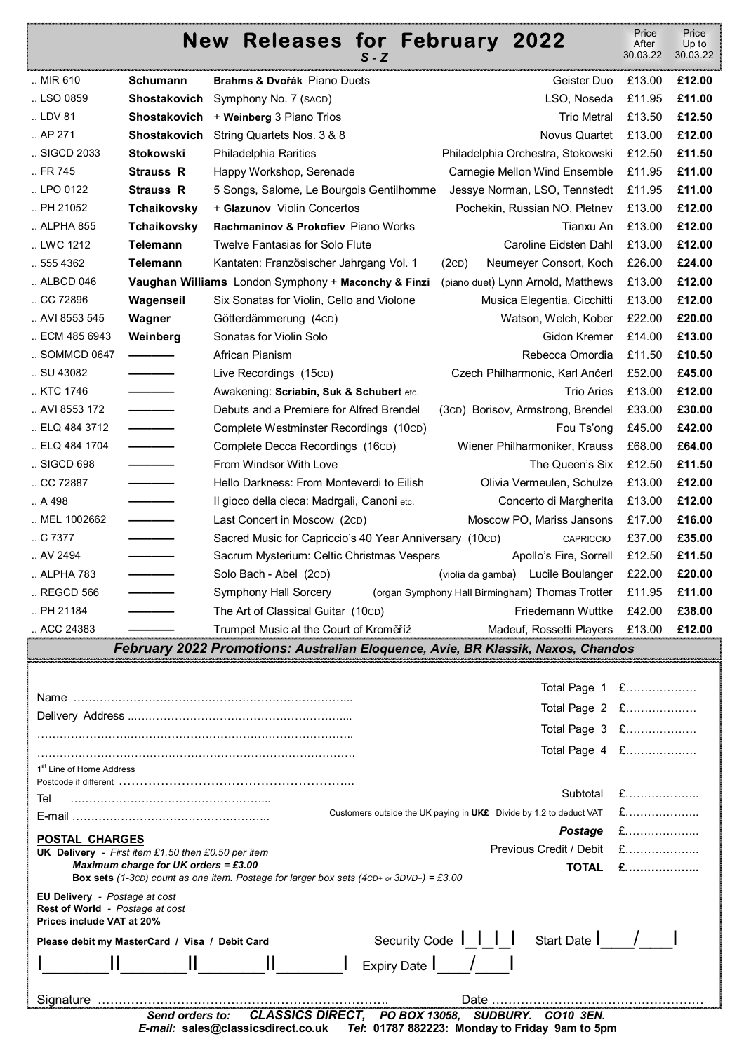# New Releases for February 2022

*S - Z*

| | | | | Price After 30.03.22 | Price Up to 30.03.22 |
|---|---|---|---|---|---|
| .. MIR 610 | **Schumann** | **Brahms & Dvořák** Piano Duets | Geister Duo | £13.00 | **£12.00** |
| .. LSO 0859 | **Shostakovich** | Symphony No. 7 (SACD) | LSO, Noseda | £11.95 | **£11.00** |
| .. LDV 81 | **Shostakovich** | + **Weinberg** 3 Piano Trios | Trio Metral | £13.50 | **£12.50** |
| .. AP 271 | **Shostakovich** | String Quartets Nos. 3 & 8 | Novus Quartet | £13.00 | **£12.00** |
| .. SIGCD 2033 | **Stokowski** | Philadelphia Rarities | Philadelphia Orchestra, Stokowski | £12.50 | **£11.50** |
| .. FR 745 | **Strauss R** | Happy Workshop, Serenade | Carnegie Mellon Wind Ensemble | £11.95 | **£11.00** |
| .. LPO 0122 | **Strauss R** | 5 Songs, Salome, Le Bourgois Gentilhomme | Jessye Norman, LSO, Tennstedt | £11.95 | **£11.00** |
| .. PH 21052 | **Tchaikovsky** | + **Glazunov** Violin Concertos | Pochekin, Russian NO, Pletnev | £13.00 | **£12.00** |
| .. ALPHA 855 | **Tchaikovsky** | **Rachmaninov & Prokofiev** Piano Works | Tianxu An | £13.00 | **£12.00** |
| .. LWC 1212 | **Telemann** | Twelve Fantasias for Solo Flute | Caroline Eidsten Dahl | £13.00 | **£12.00** |
| .. 555 4362 | **Telemann** | Kantaten: Französischer Jahrgang Vol. 1 (2CD) | Neumeyer Consort, Koch | £26.00 | **£24.00** |
| .. ALBCD 046 | **Vaughan Williams** | London Symphony + **Maconchy & Finzi** | (piano duet) Lynn Arnold, Matthews | £13.00 | **£12.00** |
| .. CC 72896 | **Wagenseil** | Six Sonatas for Violin, Cello and Violone | Musica Elegentia, Cicchitti | £13.00 | **£12.00** |
| .. AVI 8553 545 | **Wagner** | Götterdämmerung (4CD) | Watson, Welch, Kober | £22.00 | **£20.00** |
| .. ECM 485 6943 | **Weinberg** | Sonatas for Violin Solo | Gidon Kremer | £14.00 | **£13.00** |
| .. SOMMCD 0647 | ——— | African Pianism | Rebecca Omordia | £11.50 | **£10.50** |
| .. SU 43082 | ——— | Live Recordings (15CD) | Czech Philharmonic, Karl Ančerl | £52.00 | **£45.00** |
| .. KTC 1746 | ——— | Awakening: **Scriabin, Suk & Schubert** etc. | Trio Aries | £13.00 | **£12.00** |
| .. AVI 8553 172 | ——— | Debuts and a Premiere for Alfred Brendel | (3CD) Borisov, Armstrong, Brendel | £33.00 | **£30.00** |
| .. ELQ 484 3712 | ——— | Complete Westminster Recordings (10CD) | Fou Ts'ong | £45.00 | **£42.00** |
| .. ELQ 484 1704 | ——— | Complete Decca Recordings (16CD) | Wiener Philharmoniker, Krauss | £68.00 | **£64.00** |
| .. SIGCD 698 | ——— | From Windsor With Love | The Queen's Six | £12.50 | **£11.50** |
| .. CC 72887 | ——— | Hello Darkness: From Monteverdi to Eilish | Olivia Vermeulen, Schulze | £13.00 | **£12.00** |
| .. A 498 | ——— | Il gioco della cieca: Madrgali, Canoni etc. | Concerto di Margherita | £13.00 | **£12.00** |
| .. MEL 1002662 | ——— | Last Concert in Moscow (2CD) | Moscow PO, Mariss Jansons | £17.00 | **£16.00** |
| .. C 7377 | ——— | Sacred Music for Capriccio's 40 Year Anniversary (10CD) | CAPRICCIO | £37.00 | **£35.00** |
| .. AV 2494 | ——— | Sacrum Mysterium: Celtic Christmas Vespers | Apollo's Fire, Sorrell | £12.50 | **£11.50** |
| .. ALPHA 783 | ——— | Solo Bach - Abel (2CD) | (violia da gamba) Lucile Boulanger | £22.00 | **£20.00** |
| .. REGCD 566 | ——— | Symphony Hall Sorcery | (organ Symphony Hall Birmingham) Thomas Trotter | £11.95 | **£11.00** |
| .. PH 21184 | ——— | The Art of Classical Guitar (10CD) | Friedemann Wuttke | £42.00 | **£38.00** |
| .. ACC 24383 | ——— | Trumpet Music at the Court of Kroměříž | Madeuf, Rossetti Players | £13.00 | **£12.00** |

***February 2022 Promotions: Australian Eloquence, Avie, BR Klassik, Naxos, Chandos***

Name ……………………………………………………………………..

Delivery Address ..…………………………………………………..

……………………………………………………………………………..

……………………………………………………………………………..

1st Line of Home Address

Postcode if different ……………………………………………………..

Tel ………………………………………………...

E-mail ……………………………………………..

Total Page 1 £………………

Total Page 2 £………………

Total Page 3 £………………

Total Page 4 £………………

Subtotal £………………..

Customers outside the UK paying in **UK£** Divide by 1.2 to deduct VAT £………………..

***Postage*** £………………..

Previous Credit / Debit £………………..

**TOTAL £………………..**

**POSTAL CHARGES**

**UK Delivery** - *First item £1.50 then £0.50 per item*

***Maximum charge for UK orders = £3.00***

**Box sets** *(1-3CD) count as one item. Postage for larger box sets (4CD+ or 3DVD+) = £3.00*

**EU Delivery** - *Postage at cost*

**Rest of World** - *Postage at cost*

**Prices include VAT at 20%**

**Please debit my MasterCard / Visa / Debit Card**

Security Code |_|_|_| Start Date |___/___|

|_______||_______||_______||_______| Expiry Date |___/___|

Signature ……………………………………………………………… Date ……………………………………………

***Send orders to: CLASSICS DIRECT, PO BOX 13058, SUDBURY. CO10 3EN.***

***E-mail:*** **sales@classicsdirect.co.uk** ***Tel*****: 01787 882223: Monday to Friday 9am to 5pm**